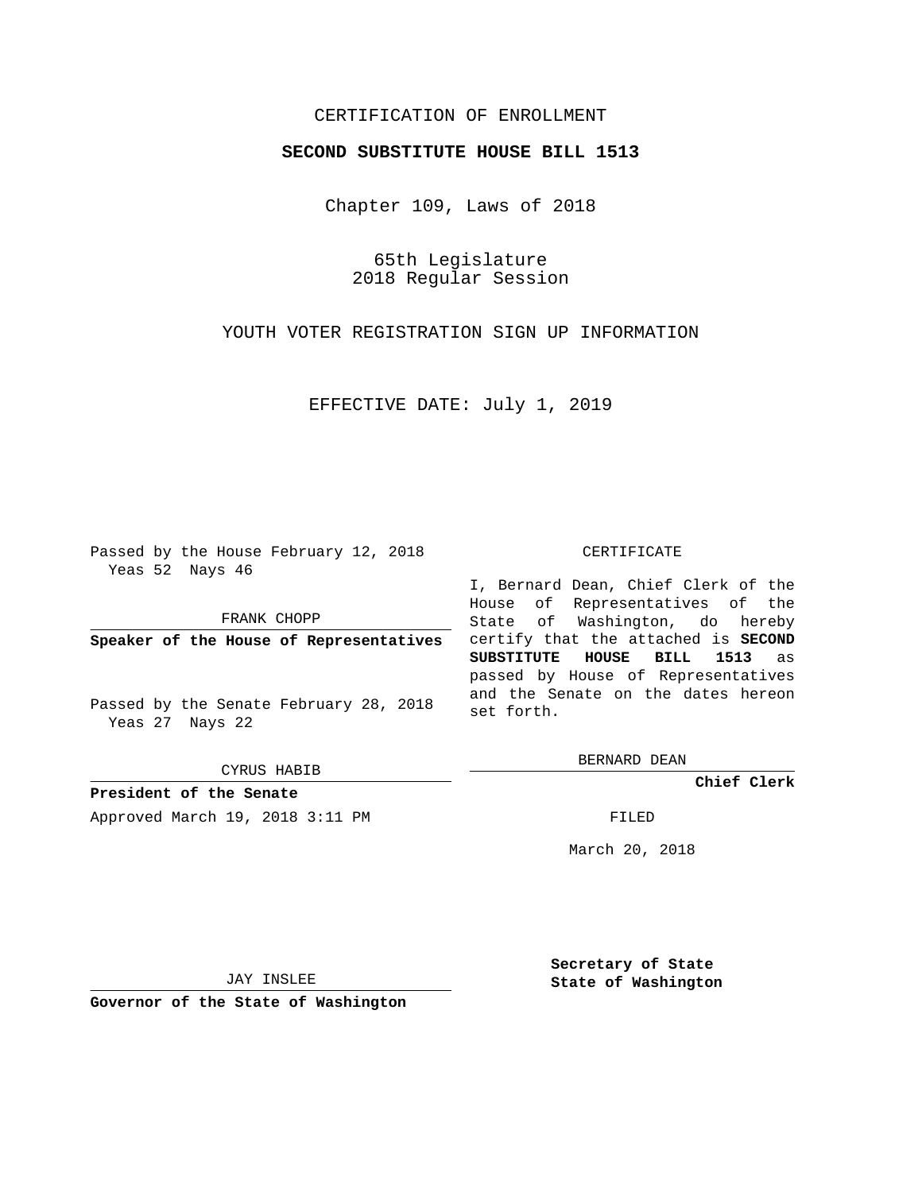CERTIFICATION OF ENROLLMENT

**SECOND SUBSTITUTE HOUSE BILL 1513**

Chapter 109, Laws of 2018

65th Legislature
2018 Regular Session

YOUTH VOTER REGISTRATION SIGN UP INFORMATION

EFFECTIVE DATE: July 1, 2019

Passed by the House February 12, 2018
Yeas 52 Nays 46

FRANK CHOPP

**Speaker of the House of Representatives**

Passed by the Senate February 28, 2018
Yeas 27 Nays 22

CYRUS HABIB

**President of the Senate**

CERTIFICATE

I, Bernard Dean, Chief Clerk of the House of Representatives of the State of Washington, do hereby certify that the attached is **SECOND SUBSTITUTE HOUSE BILL 1513** as passed by House of Representatives and the Senate on the dates hereon set forth.

BERNARD DEAN

**Chief Clerk**

Approved March 19, 2018 3:11 PM

FILED

March 20, 2018

JAY INSLEE

**Governor of the State of Washington**

**Secretary of State**
**State of Washington**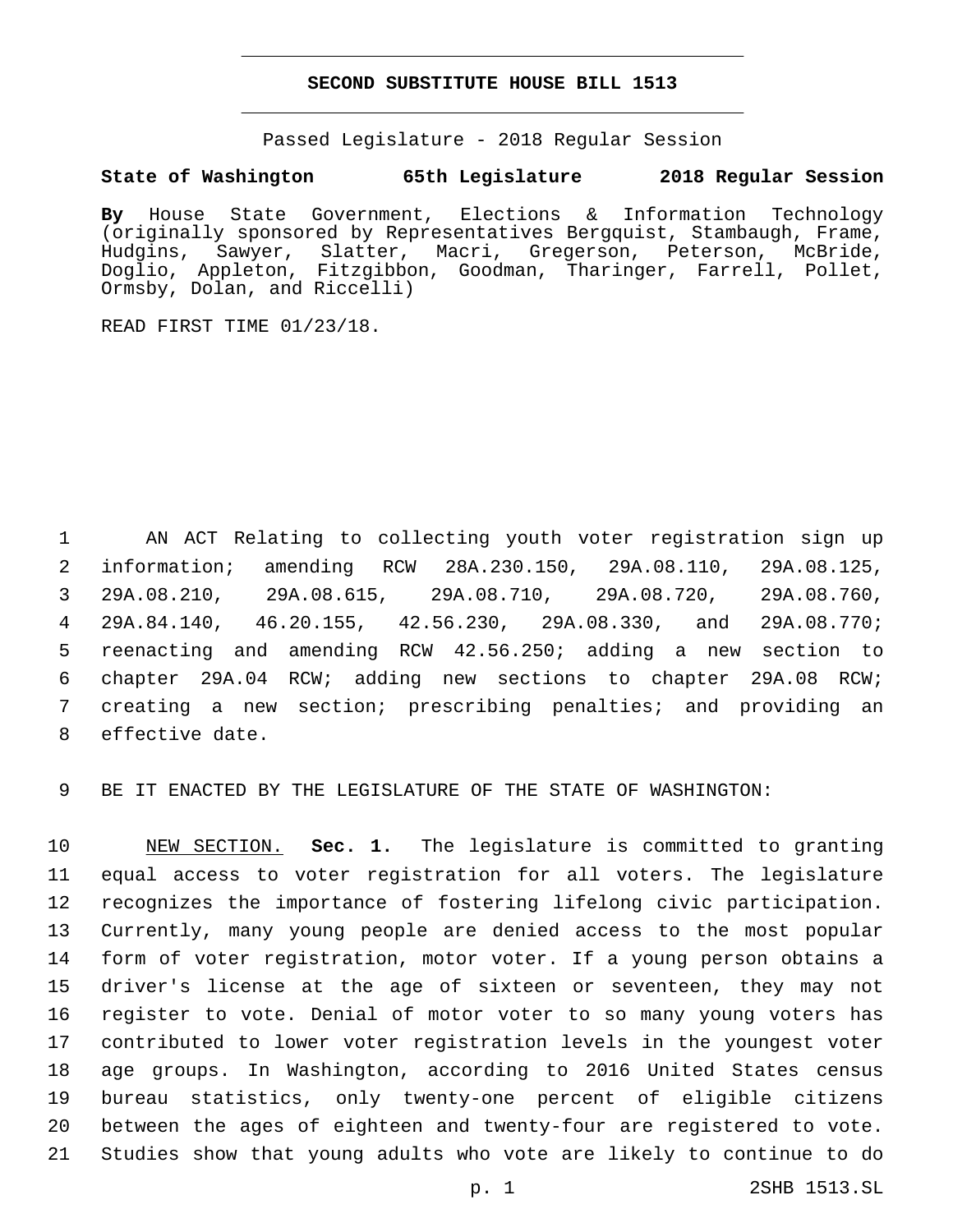# SECOND SUBSTITUTE HOUSE BILL 1513

Passed Legislature - 2018 Regular Session

**State of Washington 65th Legislature 2018 Regular Session**

**By** House State Government, Elections & Information Technology (originally sponsored by Representatives Bergquist, Stambaugh, Frame, Hudgins, Sawyer, Slatter, Macri, Gregerson, Peterson, McBride, Doglio, Appleton, Fitzgibbon, Goodman, Tharinger, Farrell, Pollet, Ormsby, Dolan, and Riccelli)

READ FIRST TIME 01/23/18.

1 AN ACT Relating to collecting youth voter registration sign up
2 information; amending RCW 28A.230.150, 29A.08.110, 29A.08.125,
3 29A.08.210, 29A.08.615, 29A.08.710, 29A.08.720, 29A.08.760,
4 29A.84.140, 46.20.155, 42.56.230, 29A.08.330, and 29A.08.770;
5 reenacting and amending RCW 42.56.250; adding a new section to
6 chapter 29A.04 RCW; adding new sections to chapter 29A.08 RCW;
7 creating a new section; prescribing penalties; and providing an
8 effective date.

9 BE IT ENACTED BY THE LEGISLATURE OF THE STATE OF WASHINGTON:

10 NEW SECTION. **Sec. 1.** The legislature is committed to granting
11 equal access to voter registration for all voters. The legislature
12 recognizes the importance of fostering lifelong civic participation.
13 Currently, many young people are denied access to the most popular
14 form of voter registration, motor voter. If a young person obtains a
15 driver's license at the age of sixteen or seventeen, they may not
16 register to vote. Denial of motor voter to so many young voters has
17 contributed to lower voter registration levels in the youngest voter
18 age groups. In Washington, according to 2016 United States census
19 bureau statistics, only twenty-one percent of eligible citizens
20 between the ages of eighteen and twenty-four are registered to vote.
21 Studies show that young adults who vote are likely to continue to do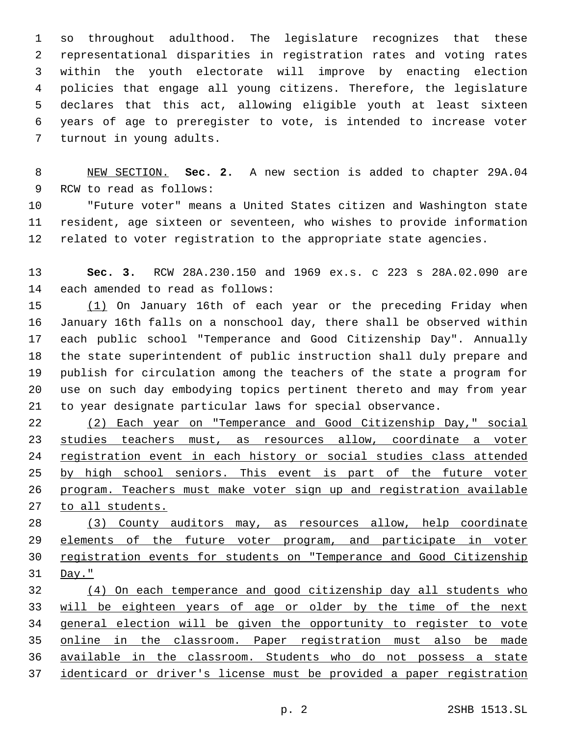so throughout adulthood. The legislature recognizes that these representational disparities in registration rates and voting rates within the youth electorate will improve by enacting election policies that engage all young citizens. Therefore, the legislature declares that this act, allowing eligible youth at least sixteen years of age to preregister to vote, is intended to increase voter turnout in young adults.

NEW SECTION. **Sec. 2.** A new section is added to chapter 29A.04 RCW to read as follows:

"Future voter" means a United States citizen and Washington state resident, age sixteen or seventeen, who wishes to provide information related to voter registration to the appropriate state agencies.

**Sec. 3.** RCW 28A.230.150 and 1969 ex.s. c 223 s 28A.02.090 are each amended to read as follows:

(1) On January 16th of each year or the preceding Friday when January 16th falls on a nonschool day, there shall be observed within each public school "Temperance and Good Citizenship Day". Annually the state superintendent of public instruction shall duly prepare and publish for circulation among the teachers of the state a program for use on such day embodying topics pertinent thereto and may from year to year designate particular laws for special observance.

(2) Each year on "Temperance and Good Citizenship Day," social studies teachers must, as resources allow, coordinate a voter registration event in each history or social studies class attended by high school seniors. This event is part of the future voter program. Teachers must make voter sign up and registration available to all students.

(3) County auditors may, as resources allow, help coordinate elements of the future voter program, and participate in voter registration events for students on "Temperance and Good Citizenship Day."

(4) On each temperance and good citizenship day all students who will be eighteen years of age or older by the time of the next general election will be given the opportunity to register to vote online in the classroom. Paper registration must also be made available in the classroom. Students who do not possess a state identicard or driver's license must be provided a paper registration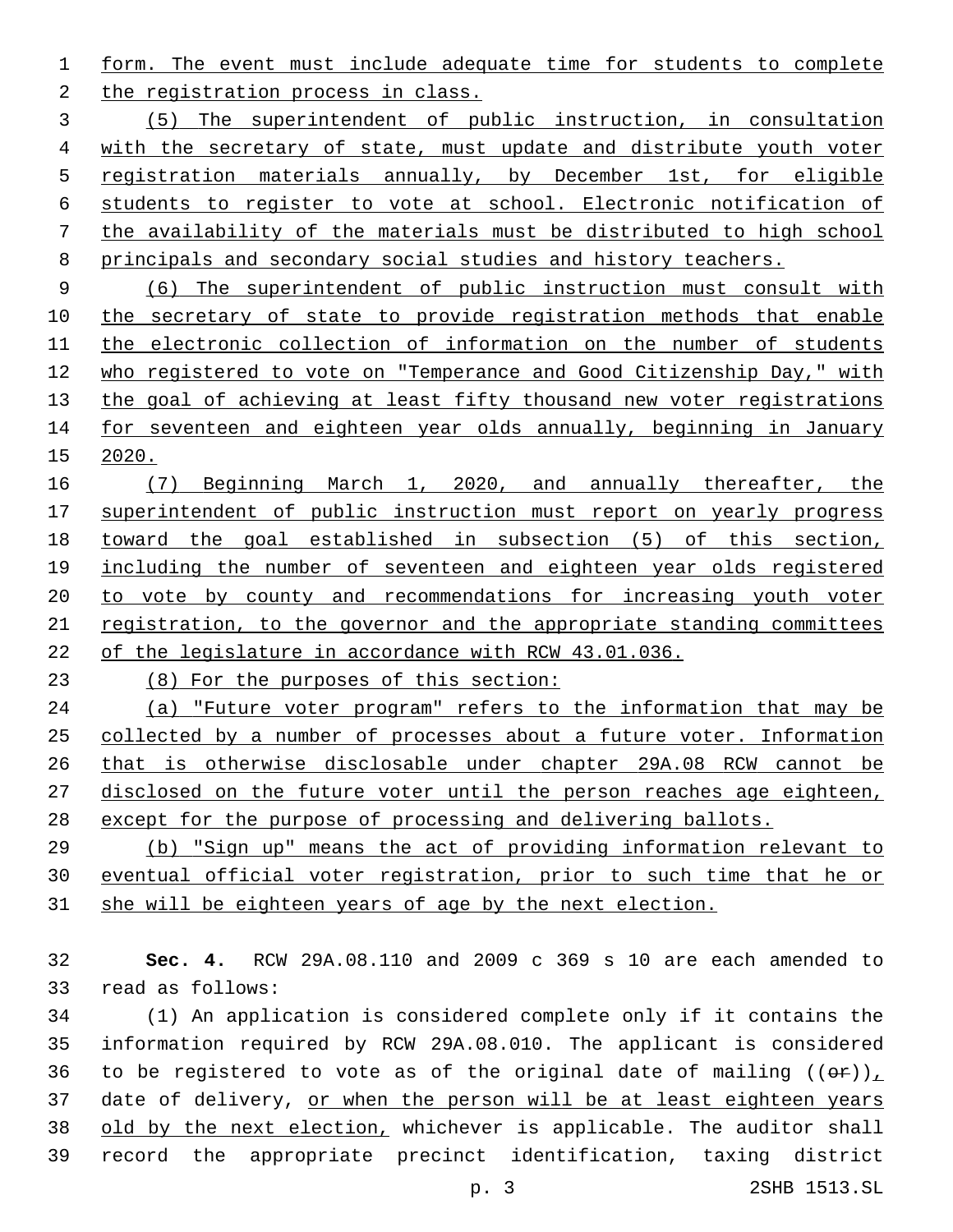form. The event must include adequate time for students to complete the registration process in class.

(5) The superintendent of public instruction, in consultation with the secretary of state, must update and distribute youth voter registration materials annually, by December 1st, for eligible students to register to vote at school. Electronic notification of the availability of the materials must be distributed to high school principals and secondary social studies and history teachers.

(6) The superintendent of public instruction must consult with the secretary of state to provide registration methods that enable the electronic collection of information on the number of students who registered to vote on "Temperance and Good Citizenship Day," with the goal of achieving at least fifty thousand new voter registrations for seventeen and eighteen year olds annually, beginning in January 2020.

(7) Beginning March 1, 2020, and annually thereafter, the superintendent of public instruction must report on yearly progress toward the goal established in subsection (5) of this section, including the number of seventeen and eighteen year olds registered to vote by county and recommendations for increasing youth voter registration, to the governor and the appropriate standing committees of the legislature in accordance with RCW 43.01.036.

(8) For the purposes of this section:

(a) "Future voter program" refers to the information that may be collected by a number of processes about a future voter. Information that is otherwise disclosable under chapter 29A.08 RCW cannot be disclosed on the future voter until the person reaches age eighteen, except for the purpose of processing and delivering ballots.

(b) "Sign up" means the act of providing information relevant to eventual official voter registration, prior to such time that he or she will be eighteen years of age by the next election.

**Sec. 4.** RCW 29A.08.110 and 2009 c 369 s 10 are each amended to read as follows:

(1) An application is considered complete only if it contains the information required by RCW 29A.08.010. The applicant is considered to be registered to vote as of the original date of mailing ((~~or~~)), date of delivery, or when the person will be at least eighteen years old by the next election, whichever is applicable. The auditor shall record the appropriate precinct identification, taxing district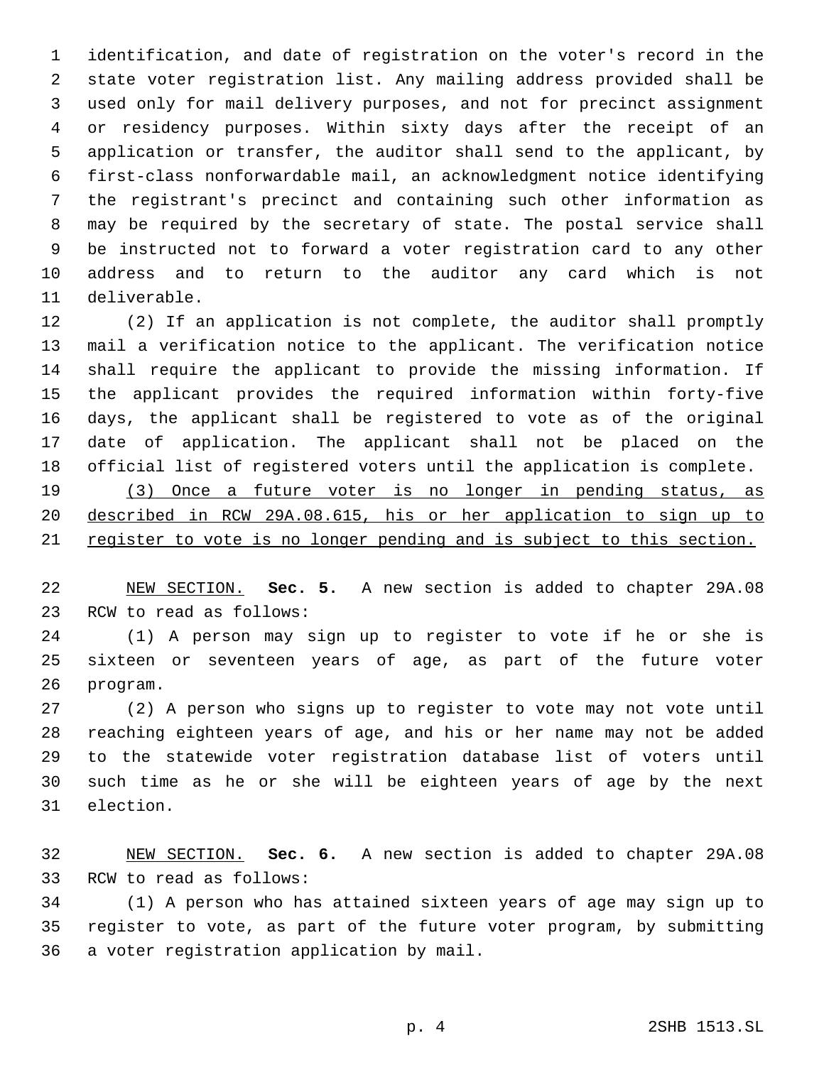identification, and date of registration on the voter's record in the state voter registration list. Any mailing address provided shall be used only for mail delivery purposes, and not for precinct assignment or residency purposes. Within sixty days after the receipt of an application or transfer, the auditor shall send to the applicant, by first-class nonforwardable mail, an acknowledgment notice identifying the registrant's precinct and containing such other information as may be required by the secretary of state. The postal service shall be instructed not to forward a voter registration card to any other address and to return to the auditor any card which is not deliverable.

(2) If an application is not complete, the auditor shall promptly mail a verification notice to the applicant. The verification notice shall require the applicant to provide the missing information. If the applicant provides the required information within forty-five days, the applicant shall be registered to vote as of the original date of application. The applicant shall not be placed on the official list of registered voters until the application is complete.

<u>(3) Once a future voter is no longer in pending status, as described in RCW 29A.08.615, his or her application to sign up to register to vote is no longer pending and is subject to this section.</u>

<u>NEW SECTION.</u> **Sec. 5.** A new section is added to chapter 29A.08 RCW to read as follows:

(1) A person may sign up to register to vote if he or she is sixteen or seventeen years of age, as part of the future voter program.

(2) A person who signs up to register to vote may not vote until reaching eighteen years of age, and his or her name may not be added to the statewide voter registration database list of voters until such time as he or she will be eighteen years of age by the next election.

<u>NEW SECTION.</u> **Sec. 6.** A new section is added to chapter 29A.08 RCW to read as follows:

(1) A person who has attained sixteen years of age may sign up to register to vote, as part of the future voter program, by submitting a voter registration application by mail.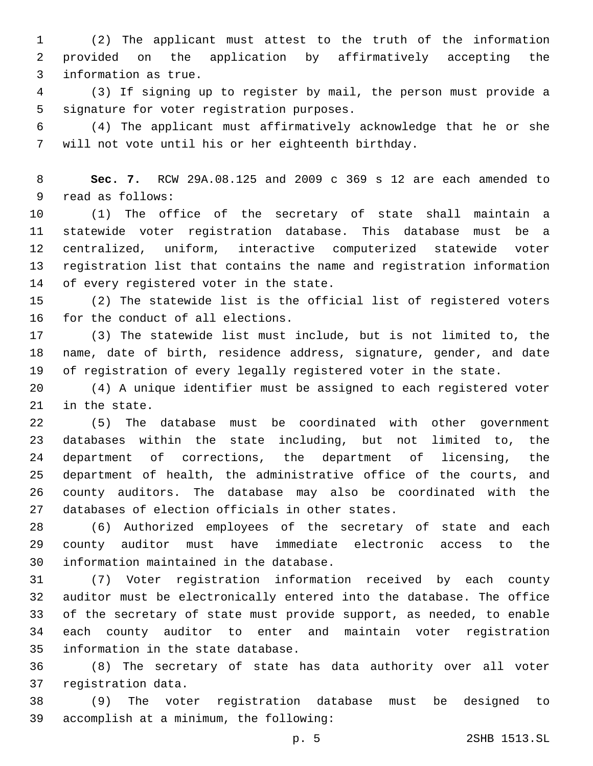(2) The applicant must attest to the truth of the information provided on the application by affirmatively accepting the information as true.

(3) If signing up to register by mail, the person must provide a signature for voter registration purposes.

(4) The applicant must affirmatively acknowledge that he or she will not vote until his or her eighteenth birthday.

**Sec. 7.** RCW 29A.08.125 and 2009 c 369 s 12 are each amended to read as follows:

(1) The office of the secretary of state shall maintain a statewide voter registration database. This database must be a centralized, uniform, interactive computerized statewide voter registration list that contains the name and registration information of every registered voter in the state.

(2) The statewide list is the official list of registered voters for the conduct of all elections.

(3) The statewide list must include, but is not limited to, the name, date of birth, residence address, signature, gender, and date of registration of every legally registered voter in the state.

(4) A unique identifier must be assigned to each registered voter in the state.

(5) The database must be coordinated with other government databases within the state including, but not limited to, the department of corrections, the department of licensing, the department of health, the administrative office of the courts, and county auditors. The database may also be coordinated with the databases of election officials in other states.

(6) Authorized employees of the secretary of state and each county auditor must have immediate electronic access to the information maintained in the database.

(7) Voter registration information received by each county auditor must be electronically entered into the database. The office of the secretary of state must provide support, as needed, to enable each county auditor to enter and maintain voter registration information in the state database.

(8) The secretary of state has data authority over all voter registration data.

(9) The voter registration database must be designed to accomplish at a minimum, the following: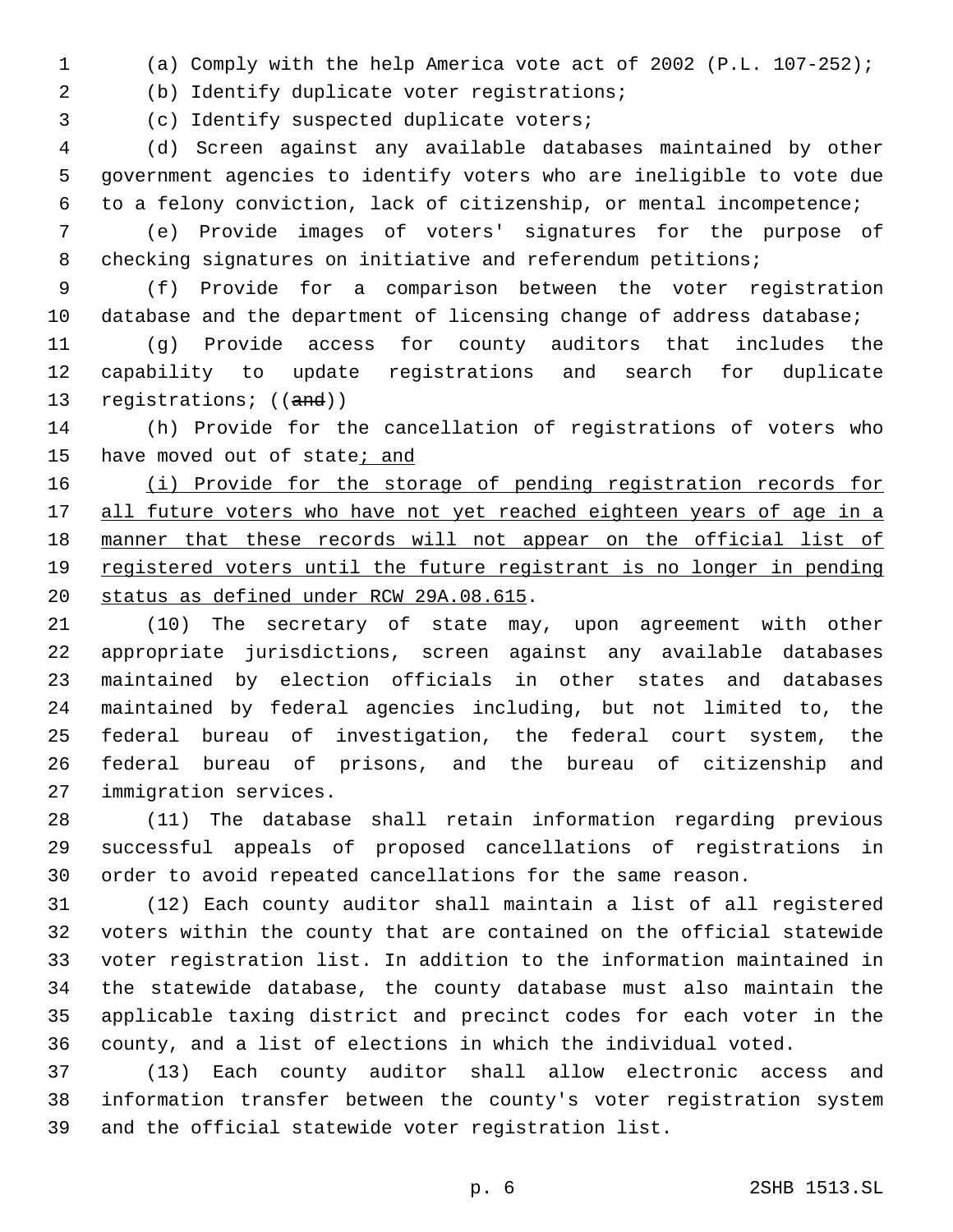(a) Comply with the help America vote act of 2002 (P.L. 107-252);

(b) Identify duplicate voter registrations;

(c) Identify suspected duplicate voters;

(d) Screen against any available databases maintained by other government agencies to identify voters who are ineligible to vote due to a felony conviction, lack of citizenship, or mental incompetence;

(e) Provide images of voters' signatures for the purpose of checking signatures on initiative and referendum petitions;

(f) Provide for a comparison between the voter registration database and the department of licensing change of address database;

(g) Provide access for county auditors that includes the capability to update registrations and search for duplicate registrations; ((~~and~~))

(h) Provide for the cancellation of registrations of voters who have moved out of state<u>; and</u>

<u>(i) Provide for the storage of pending registration records for all future voters who have not yet reached eighteen years of age in a manner that these records will not appear on the official list of registered voters until the future registrant is no longer in pending status as defined under RCW 29A.08.615</u>.

(10) The secretary of state may, upon agreement with other appropriate jurisdictions, screen against any available databases maintained by election officials in other states and databases maintained by federal agencies including, but not limited to, the federal bureau of investigation, the federal court system, the federal bureau of prisons, and the bureau of citizenship and immigration services.

(11) The database shall retain information regarding previous successful appeals of proposed cancellations of registrations in order to avoid repeated cancellations for the same reason.

(12) Each county auditor shall maintain a list of all registered voters within the county that are contained on the official statewide voter registration list. In addition to the information maintained in the statewide database, the county database must also maintain the applicable taxing district and precinct codes for each voter in the county, and a list of elections in which the individual voted.

(13) Each county auditor shall allow electronic access and information transfer between the county's voter registration system and the official statewide voter registration list.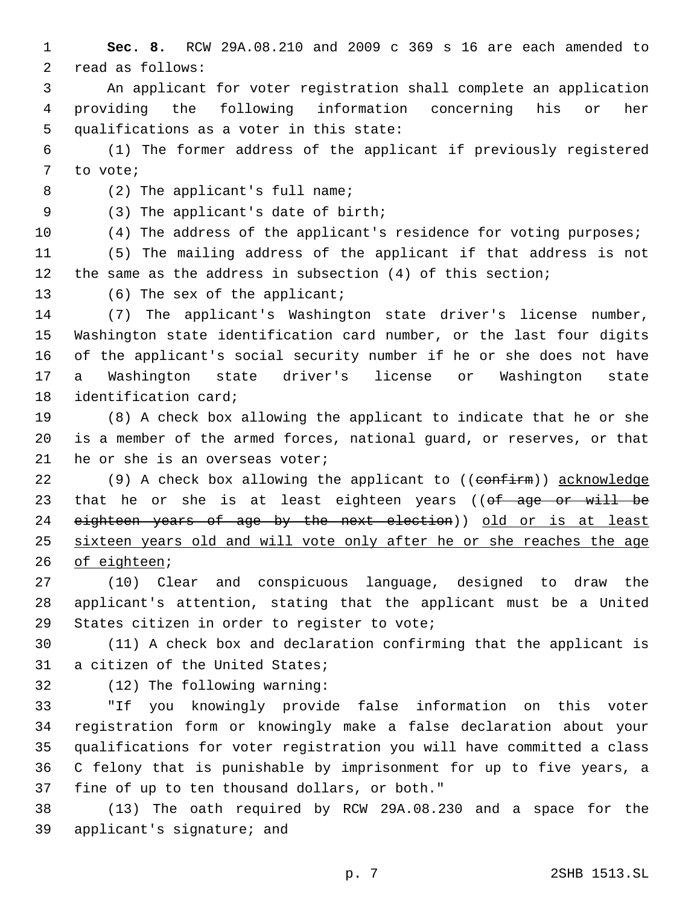**Sec. 8.** RCW 29A.08.210 and 2009 c 369 s 16 are each amended to read as follows:

An applicant for voter registration shall complete an application providing the following information concerning his or her qualifications as a voter in this state:

(1) The former address of the applicant if previously registered to vote;

(2) The applicant's full name;

(3) The applicant's date of birth;

(4) The address of the applicant's residence for voting purposes;

(5) The mailing address of the applicant if that address is not the same as the address in subsection (4) of this section;

(6) The sex of the applicant;

(7) The applicant's Washington state driver's license number, Washington state identification card number, or the last four digits of the applicant's social security number if he or she does not have a Washington state driver's license or Washington state identification card;

(8) A check box allowing the applicant to indicate that he or she is a member of the armed forces, national guard, or reserves, or that he or she is an overseas voter;

(9) A check box allowing the applicant to ((~~confirm~~)) <u>acknowledge</u> that he or she is at least eighteen years ((~~of age or will be eighteen years of age by the next election~~)) <u>old or is at least sixteen years old and will vote only after he or she reaches the age of eighteen</u>;

(10) Clear and conspicuous language, designed to draw the applicant's attention, stating that the applicant must be a United States citizen in order to register to vote;

(11) A check box and declaration confirming that the applicant is a citizen of the United States;

(12) The following warning:

"If you knowingly provide false information on this voter registration form or knowingly make a false declaration about your qualifications for voter registration you will have committed a class C felony that is punishable by imprisonment for up to five years, a fine of up to ten thousand dollars, or both."

(13) The oath required by RCW 29A.08.230 and a space for the applicant's signature; and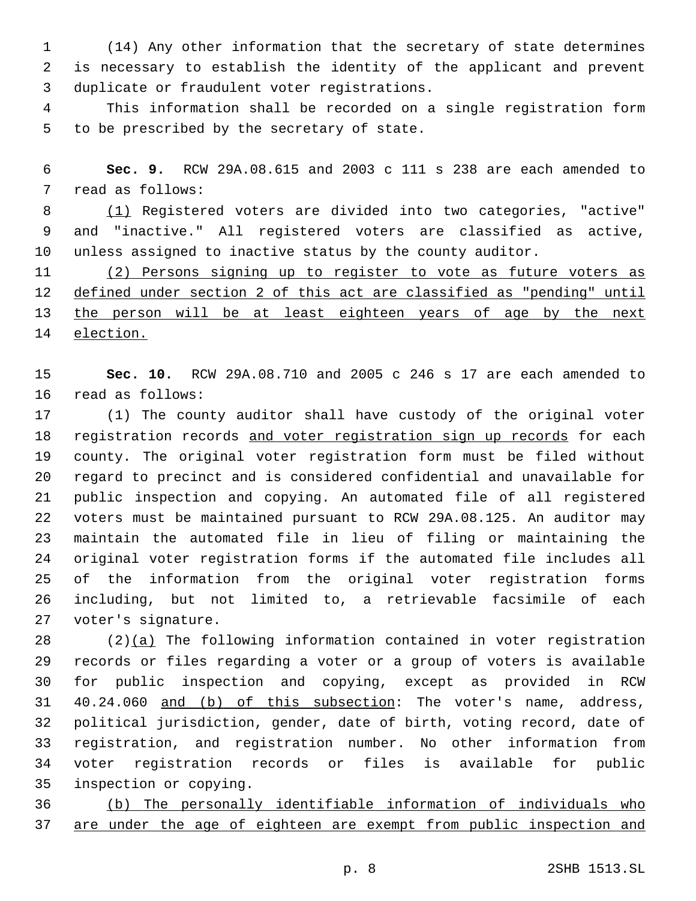(14) Any other information that the secretary of state determines is necessary to establish the identity of the applicant and prevent duplicate or fraudulent voter registrations.

This information shall be recorded on a single registration form to be prescribed by the secretary of state.

**Sec. 9.** RCW 29A.08.615 and 2003 c 111 s 238 are each amended to read as follows:

<u>(1)</u> Registered voters are divided into two categories, "active" and "inactive." All registered voters are classified as active, unless assigned to inactive status by the county auditor.

<u>(2) Persons signing up to register to vote as future voters as defined under section 2 of this act are classified as "pending" until the person will be at least eighteen years of age by the next election.</u>

**Sec. 10.** RCW 29A.08.710 and 2005 c 246 s 17 are each amended to read as follows:

(1) The county auditor shall have custody of the original voter registration records <u>and voter registration sign up records</u> for each county. The original voter registration form must be filed without regard to precinct and is considered confidential and unavailable for public inspection and copying. An automated file of all registered voters must be maintained pursuant to RCW 29A.08.125. An auditor may maintain the automated file in lieu of filing or maintaining the original voter registration forms if the automated file includes all of the information from the original voter registration forms including, but not limited to, a retrievable facsimile of each voter's signature.

(2)<u>(a)</u> The following information contained in voter registration records or files regarding a voter or a group of voters is available for public inspection and copying, except as provided in RCW 40.24.060 <u>and (b) of this subsection</u>: The voter's name, address, political jurisdiction, gender, date of birth, voting record, date of registration, and registration number. No other information from voter registration records or files is available for public inspection or copying.

<u>(b) The personally identifiable information of individuals who are under the age of eighteen are exempt from public inspection and</u>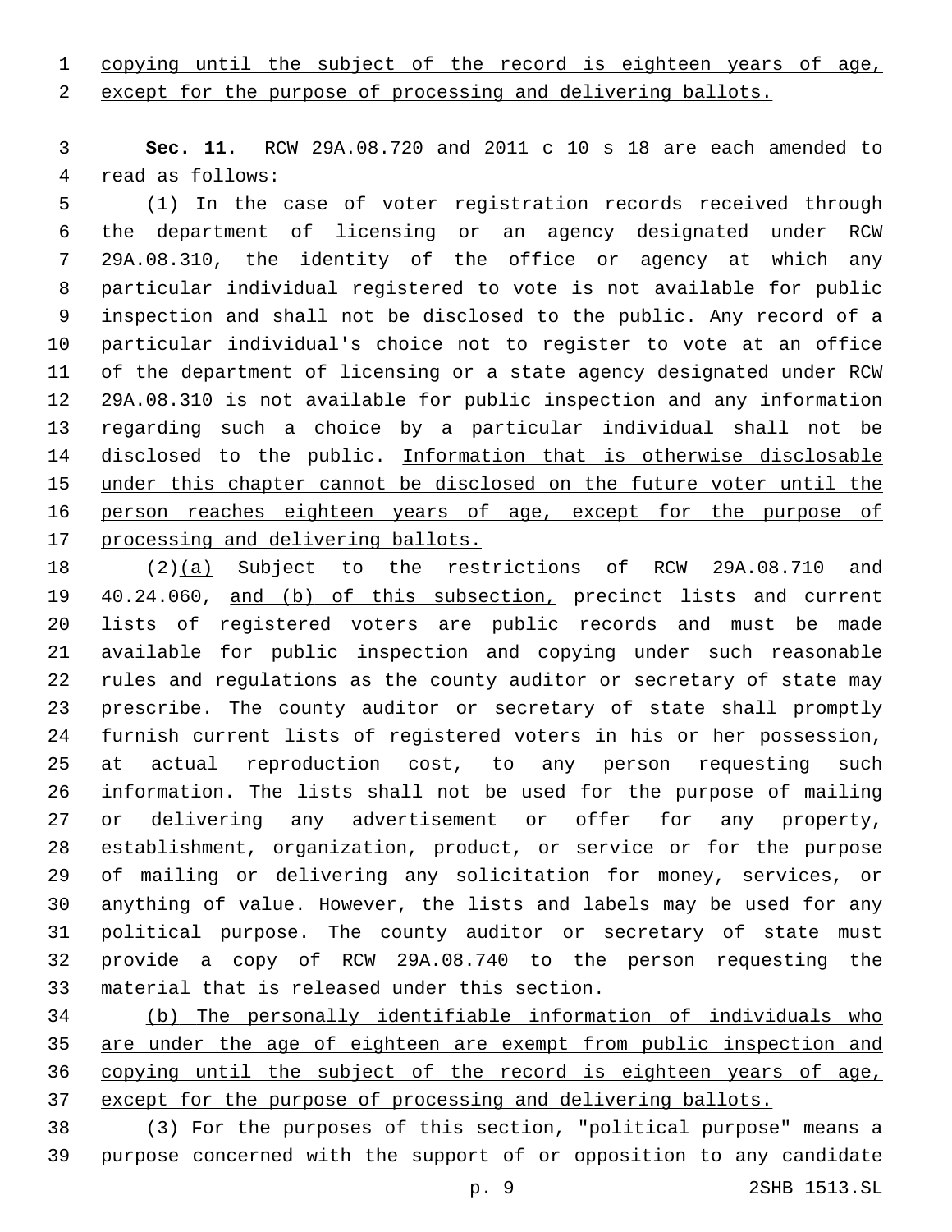copying until the subject of the record is eighteen years of age, except for the purpose of processing and delivering ballots.

**Sec. 11.** RCW 29A.08.720 and 2011 c 10 s 18 are each amended to read as follows:

(1) In the case of voter registration records received through the department of licensing or an agency designated under RCW 29A.08.310, the identity of the office or agency at which any particular individual registered to vote is not available for public inspection and shall not be disclosed to the public. Any record of a particular individual's choice not to register to vote at an office of the department of licensing or a state agency designated under RCW 29A.08.310 is not available for public inspection and any information regarding such a choice by a particular individual shall not be disclosed to the public. Information that is otherwise disclosable under this chapter cannot be disclosed on the future voter until the person reaches eighteen years of age, except for the purpose of processing and delivering ballots.

(2)(a) Subject to the restrictions of RCW 29A.08.710 and 40.24.060, and (b) of this subsection, precinct lists and current lists of registered voters are public records and must be made available for public inspection and copying under such reasonable rules and regulations as the county auditor or secretary of state may prescribe. The county auditor or secretary of state shall promptly furnish current lists of registered voters in his or her possession, at actual reproduction cost, to any person requesting such information. The lists shall not be used for the purpose of mailing or delivering any advertisement or offer for any property, establishment, organization, product, or service or for the purpose of mailing or delivering any solicitation for money, services, or anything of value. However, the lists and labels may be used for any political purpose. The county auditor or secretary of state must provide a copy of RCW 29A.08.740 to the person requesting the material that is released under this section.

(b) The personally identifiable information of individuals who are under the age of eighteen are exempt from public inspection and copying until the subject of the record is eighteen years of age, except for the purpose of processing and delivering ballots.

(3) For the purposes of this section, "political purpose" means a purpose concerned with the support of or opposition to any candidate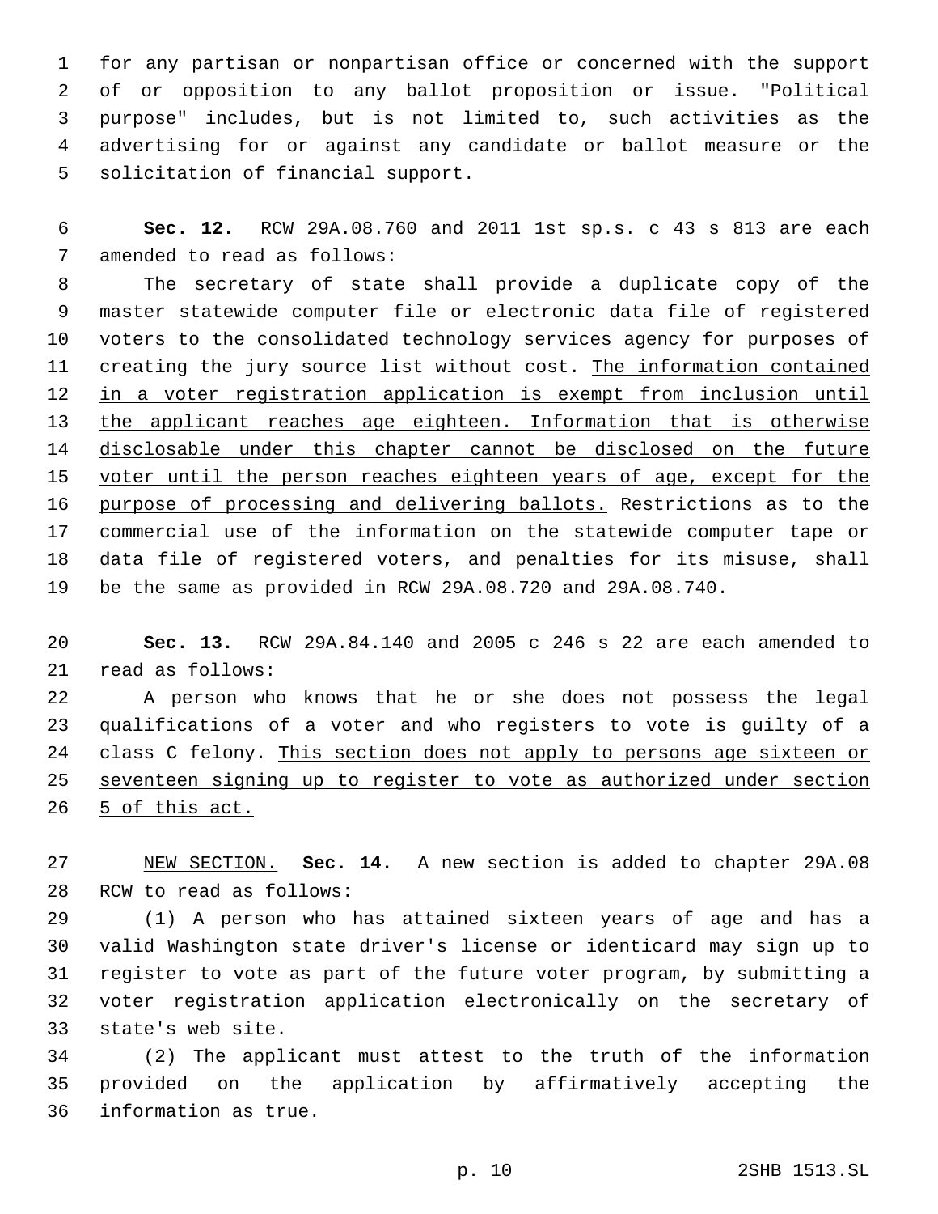for any partisan or nonpartisan office or concerned with the support of or opposition to any ballot proposition or issue. "Political purpose" includes, but is not limited to, such activities as the advertising for or against any candidate or ballot measure or the solicitation of financial support.

**Sec. 12.** RCW 29A.08.760 and 2011 1st sp.s. c 43 s 813 are each amended to read as follows:

The secretary of state shall provide a duplicate copy of the master statewide computer file or electronic data file of registered voters to the consolidated technology services agency for purposes of creating the jury source list without cost. The information contained in a voter registration application is exempt from inclusion until the applicant reaches age eighteen. Information that is otherwise disclosable under this chapter cannot be disclosed on the future voter until the person reaches eighteen years of age, except for the purpose of processing and delivering ballots. Restrictions as to the commercial use of the information on the statewide computer tape or data file of registered voters, and penalties for its misuse, shall be the same as provided in RCW 29A.08.720 and 29A.08.740.

**Sec. 13.** RCW 29A.84.140 and 2005 c 246 s 22 are each amended to read as follows:

A person who knows that he or she does not possess the legal qualifications of a voter and who registers to vote is guilty of a class C felony. This section does not apply to persons age sixteen or seventeen signing up to register to vote as authorized under section 5 of this act.

NEW SECTION. **Sec. 14.** A new section is added to chapter 29A.08 RCW to read as follows:

(1) A person who has attained sixteen years of age and has a valid Washington state driver's license or identicard may sign up to register to vote as part of the future voter program, by submitting a voter registration application electronically on the secretary of state's web site.

(2) The applicant must attest to the truth of the information provided on the application by affirmatively accepting the information as true.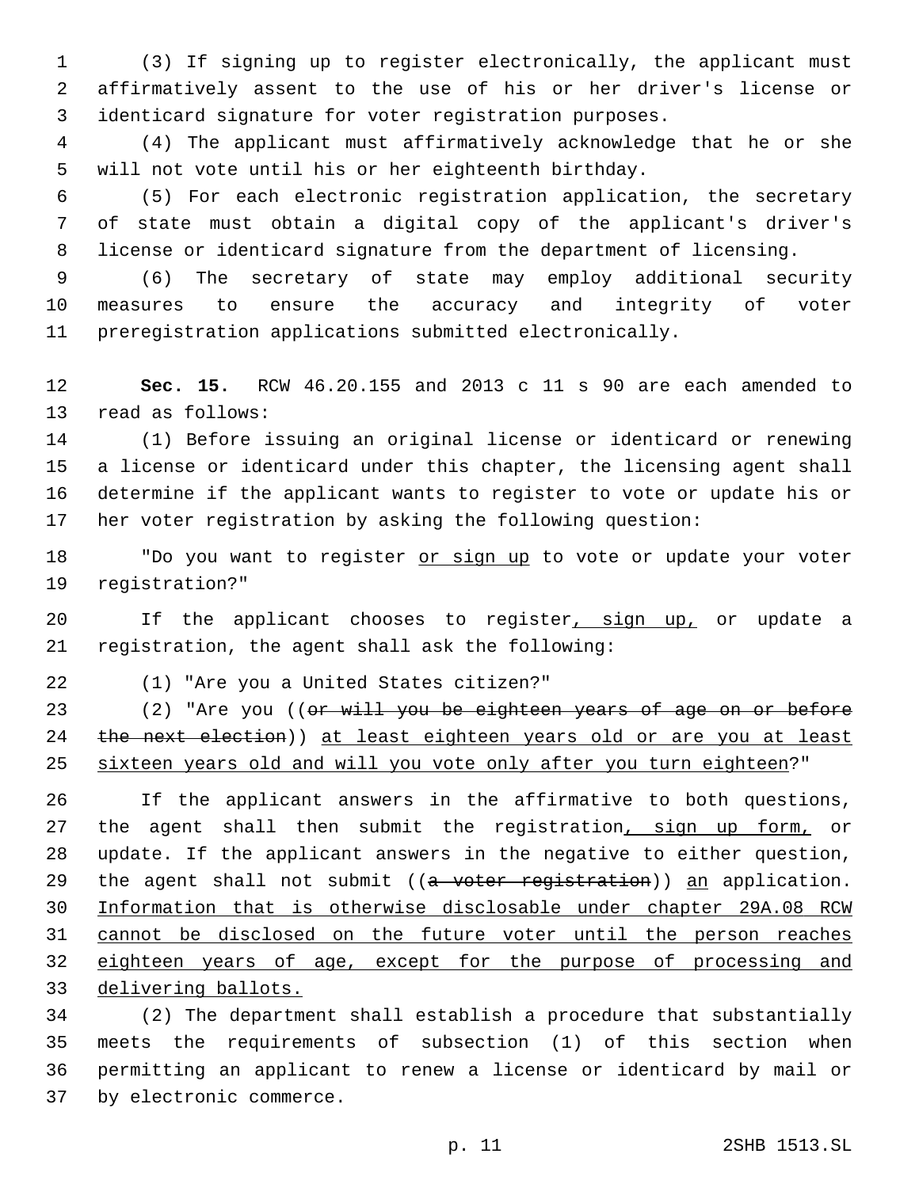(3) If signing up to register electronically, the applicant must affirmatively assent to the use of his or her driver's license or identicard signature for voter registration purposes.

(4) The applicant must affirmatively acknowledge that he or she will not vote until his or her eighteenth birthday.

(5) For each electronic registration application, the secretary of state must obtain a digital copy of the applicant's driver's license or identicard signature from the department of licensing.

(6) The secretary of state may employ additional security measures to ensure the accuracy and integrity of voter preregistration applications submitted electronically.

**Sec. 15.** RCW 46.20.155 and 2013 c 11 s 90 are each amended to read as follows:

(1) Before issuing an original license or identicard or renewing a license or identicard under this chapter, the licensing agent shall determine if the applicant wants to register to vote or update his or her voter registration by asking the following question:

"Do you want to register <u>or sign up</u> to vote or update your voter registration?"

If the applicant chooses to register<u>, sign up,</u> or update a registration, the agent shall ask the following:

(1) "Are you a United States citizen?"

(2) "Are you ((~~or will you be eighteen years of age on or before the next election~~)) <u>at least eighteen years old or are you at least sixteen years old and will you vote only after you turn eighteen</u>?"

If the applicant answers in the affirmative to both questions, the agent shall then submit the registration<u>, sign up form,</u> or update. If the applicant answers in the negative to either question, the agent shall not submit ((~~a voter registration~~)) <u>an</u> application. <u>Information that is otherwise disclosable under chapter 29A.08 RCW cannot be disclosed on the future voter until the person reaches eighteen years of age, except for the purpose of processing and delivering ballots.</u>

(2) The department shall establish a procedure that substantially meets the requirements of subsection (1) of this section when permitting an applicant to renew a license or identicard by mail or by electronic commerce.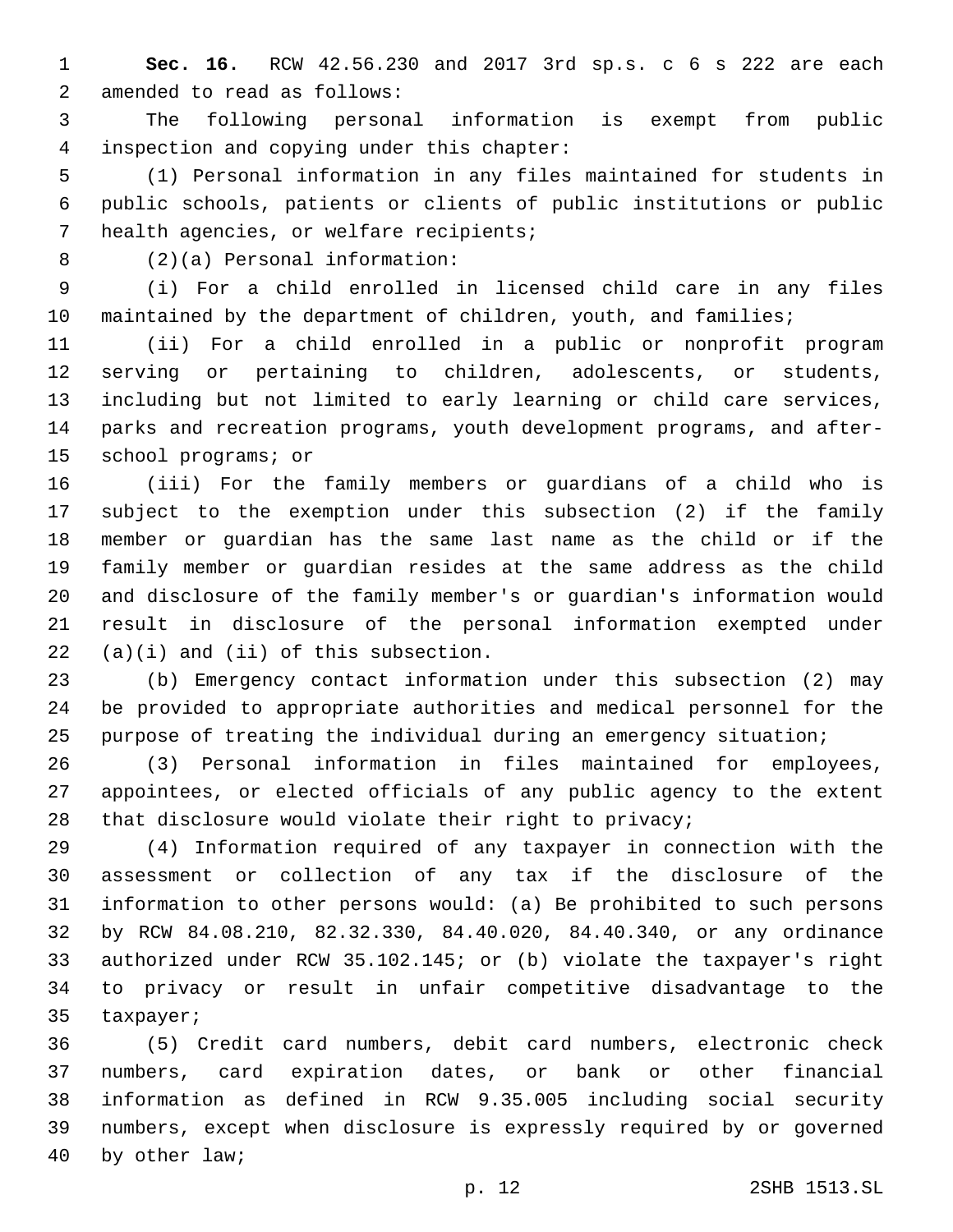**Sec. 16.** RCW 42.56.230 and 2017 3rd sp.s. c 6 s 222 are each amended to read as follows:

The following personal information is exempt from public inspection and copying under this chapter:

(1) Personal information in any files maintained for students in public schools, patients or clients of public institutions or public health agencies, or welfare recipients;

(2)(a) Personal information:

(i) For a child enrolled in licensed child care in any files maintained by the department of children, youth, and families;

(ii) For a child enrolled in a public or nonprofit program serving or pertaining to children, adolescents, or students, including but not limited to early learning or child care services, parks and recreation programs, youth development programs, and after-school programs; or

(iii) For the family members or guardians of a child who is subject to the exemption under this subsection (2) if the family member or guardian has the same last name as the child or if the family member or guardian resides at the same address as the child and disclosure of the family member's or guardian's information would result in disclosure of the personal information exempted under (a)(i) and (ii) of this subsection.

(b) Emergency contact information under this subsection (2) may be provided to appropriate authorities and medical personnel for the purpose of treating the individual during an emergency situation;

(3) Personal information in files maintained for employees, appointees, or elected officials of any public agency to the extent that disclosure would violate their right to privacy;

(4) Information required of any taxpayer in connection with the assessment or collection of any tax if the disclosure of the information to other persons would: (a) Be prohibited to such persons by RCW 84.08.210, 82.32.330, 84.40.020, 84.40.340, or any ordinance authorized under RCW 35.102.145; or (b) violate the taxpayer's right to privacy or result in unfair competitive disadvantage to the taxpayer;

(5) Credit card numbers, debit card numbers, electronic check numbers, card expiration dates, or bank or other financial information as defined in RCW 9.35.005 including social security numbers, except when disclosure is expressly required by or governed by other law;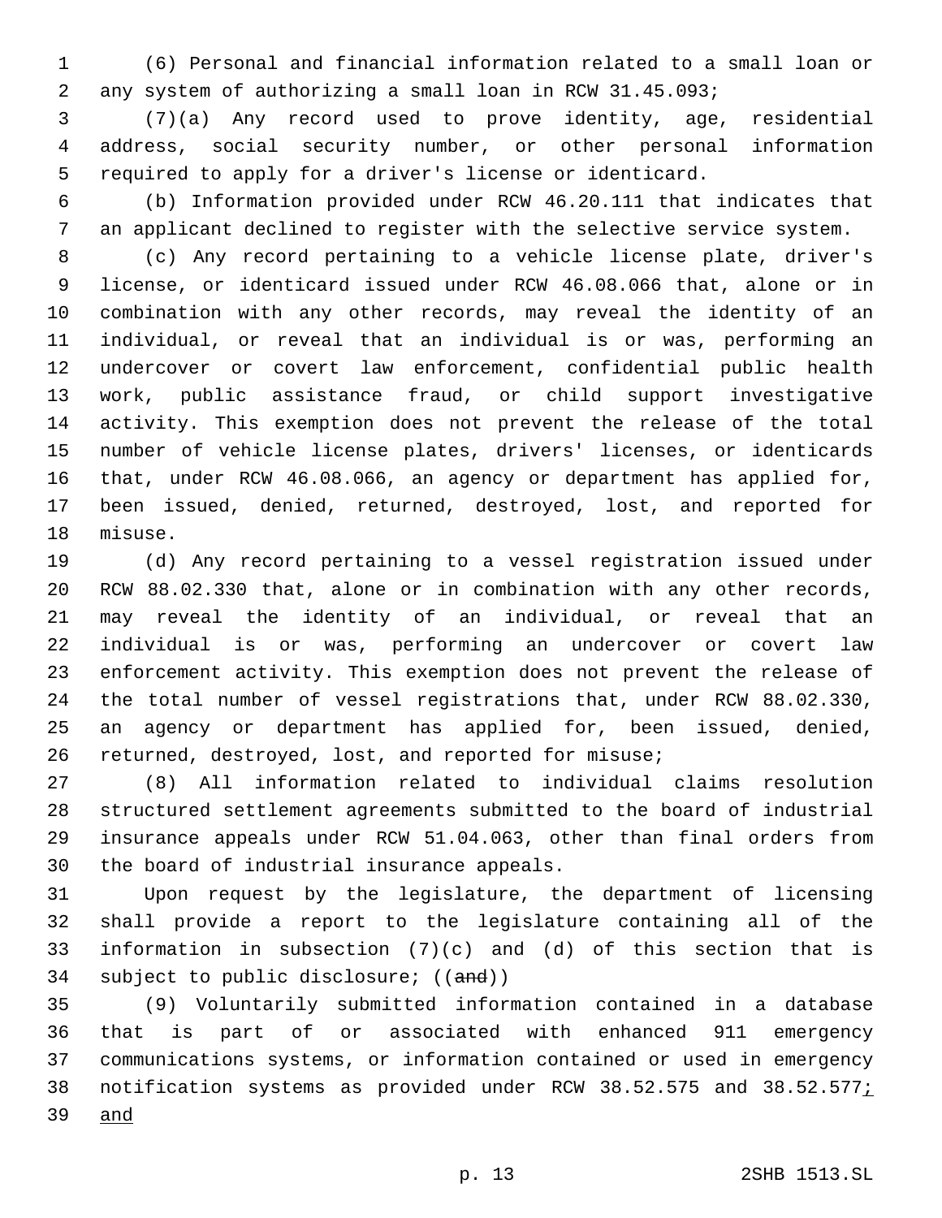(6) Personal and financial information related to a small loan or any system of authorizing a small loan in RCW 31.45.093;

(7)(a) Any record used to prove identity, age, residential address, social security number, or other personal information required to apply for a driver's license or identicard.

(b) Information provided under RCW 46.20.111 that indicates that an applicant declined to register with the selective service system.

(c) Any record pertaining to a vehicle license plate, driver's license, or identicard issued under RCW 46.08.066 that, alone or in combination with any other records, may reveal the identity of an individual, or reveal that an individual is or was, performing an undercover or covert law enforcement, confidential public health work, public assistance fraud, or child support investigative activity. This exemption does not prevent the release of the total number of vehicle license plates, drivers' licenses, or identicards that, under RCW 46.08.066, an agency or department has applied for, been issued, denied, returned, destroyed, lost, and reported for misuse.

(d) Any record pertaining to a vessel registration issued under RCW 88.02.330 that, alone or in combination with any other records, may reveal the identity of an individual, or reveal that an individual is or was, performing an undercover or covert law enforcement activity. This exemption does not prevent the release of the total number of vessel registrations that, under RCW 88.02.330, an agency or department has applied for, been issued, denied, returned, destroyed, lost, and reported for misuse;

(8) All information related to individual claims resolution structured settlement agreements submitted to the board of industrial insurance appeals under RCW 51.04.063, other than final orders from the board of industrial insurance appeals.

Upon request by the legislature, the department of licensing shall provide a report to the legislature containing all of the information in subsection (7)(c) and (d) of this section that is subject to public disclosure; ((~~and~~))

(9) Voluntarily submitted information contained in a database that is part of or associated with enhanced 911 emergency communications systems, or information contained or used in emergency notification systems as provided under RCW 38.52.575 and 38.52.577<u>; and</u>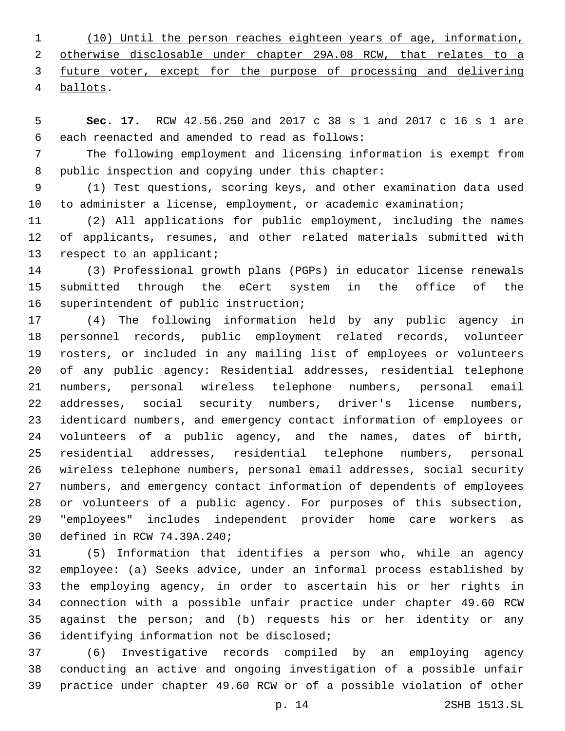(10) Until the person reaches eighteen years of age, information, otherwise disclosable under chapter 29A.08 RCW, that relates to a future voter, except for the purpose of processing and delivering ballots.

**Sec. 17.** RCW 42.56.250 and 2017 c 38 s 1 and 2017 c 16 s 1 are each reenacted and amended to read as follows:

The following employment and licensing information is exempt from public inspection and copying under this chapter:

(1) Test questions, scoring keys, and other examination data used to administer a license, employment, or academic examination;

(2) All applications for public employment, including the names of applicants, resumes, and other related materials submitted with respect to an applicant;

(3) Professional growth plans (PGPs) in educator license renewals submitted through the eCert system in the office of the superintendent of public instruction;

(4) The following information held by any public agency in personnel records, public employment related records, volunteer rosters, or included in any mailing list of employees or volunteers of any public agency: Residential addresses, residential telephone numbers, personal wireless telephone numbers, personal email addresses, social security numbers, driver's license numbers, identicard numbers, and emergency contact information of employees or volunteers of a public agency, and the names, dates of birth, residential addresses, residential telephone numbers, personal wireless telephone numbers, personal email addresses, social security numbers, and emergency contact information of dependents of employees or volunteers of a public agency. For purposes of this subsection, "employees" includes independent provider home care workers as defined in RCW 74.39A.240;

(5) Information that identifies a person who, while an agency employee: (a) Seeks advice, under an informal process established by the employing agency, in order to ascertain his or her rights in connection with a possible unfair practice under chapter 49.60 RCW against the person; and (b) requests his or her identity or any identifying information not be disclosed;

(6) Investigative records compiled by an employing agency conducting an active and ongoing investigation of a possible unfair practice under chapter 49.60 RCW or of a possible violation of other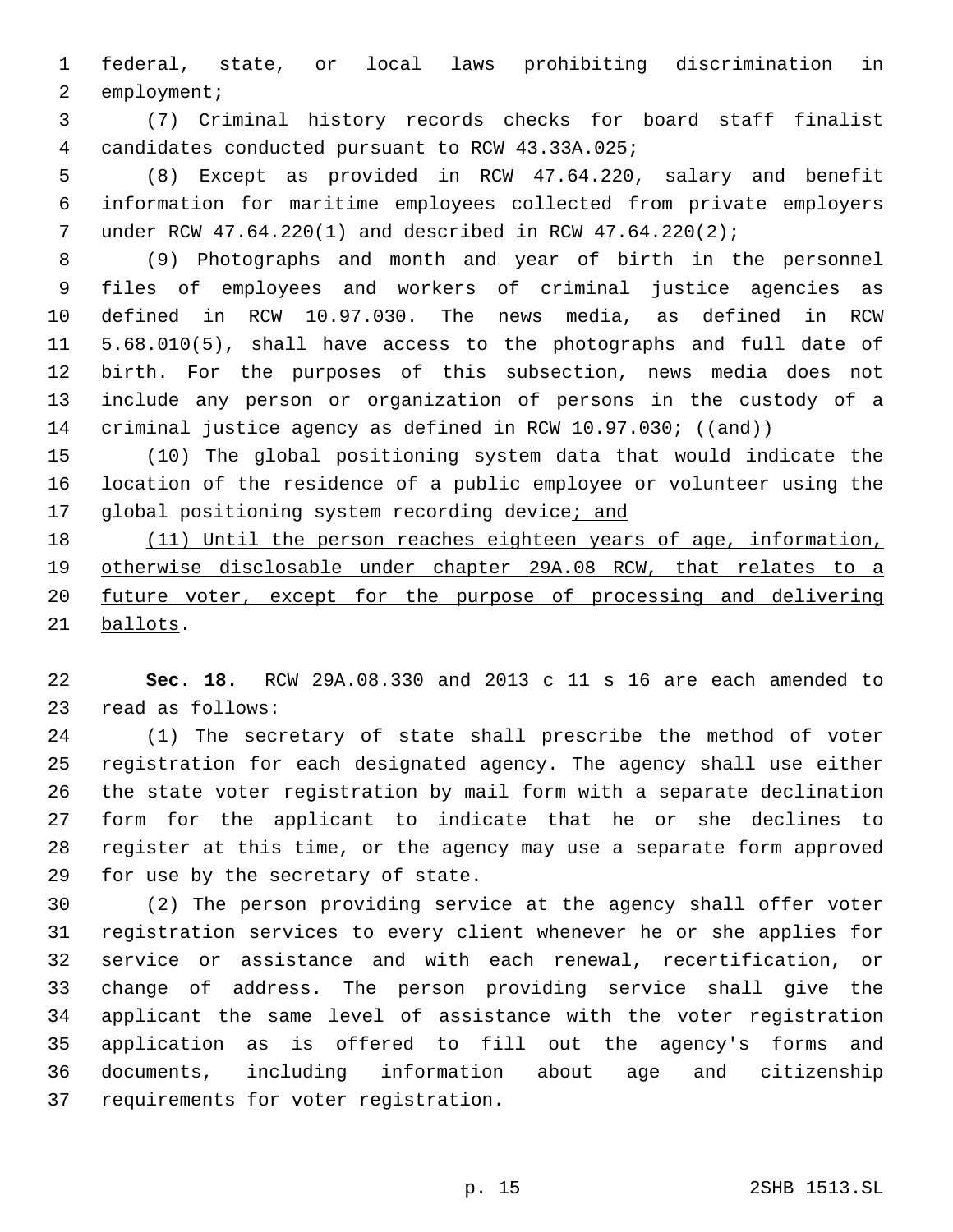federal, state, or local laws prohibiting discrimination in employment;

(7) Criminal history records checks for board staff finalist candidates conducted pursuant to RCW 43.33A.025;

(8) Except as provided in RCW 47.64.220, salary and benefit information for maritime employees collected from private employers under RCW 47.64.220(1) and described in RCW 47.64.220(2);

(9) Photographs and month and year of birth in the personnel files of employees and workers of criminal justice agencies as defined in RCW 10.97.030. The news media, as defined in RCW 5.68.010(5), shall have access to the photographs and full date of birth. For the purposes of this subsection, news media does not include any person or organization of persons in the custody of a criminal justice agency as defined in RCW 10.97.030; ((~~and~~))

(10) The global positioning system data that would indicate the location of the residence of a public employee or volunteer using the global positioning system recording device<u>; and</u>

<u>(11) Until the person reaches eighteen years of age, information, otherwise disclosable under chapter 29A.08 RCW, that relates to a future voter, except for the purpose of processing and delivering ballots</u>.

**Sec. 18.** RCW 29A.08.330 and 2013 c 11 s 16 are each amended to read as follows:

(1) The secretary of state shall prescribe the method of voter registration for each designated agency. The agency shall use either the state voter registration by mail form with a separate declination form for the applicant to indicate that he or she declines to register at this time, or the agency may use a separate form approved for use by the secretary of state.

(2) The person providing service at the agency shall offer voter registration services to every client whenever he or she applies for service or assistance and with each renewal, recertification, or change of address. The person providing service shall give the applicant the same level of assistance with the voter registration application as is offered to fill out the agency's forms and documents, including information about age and citizenship requirements for voter registration.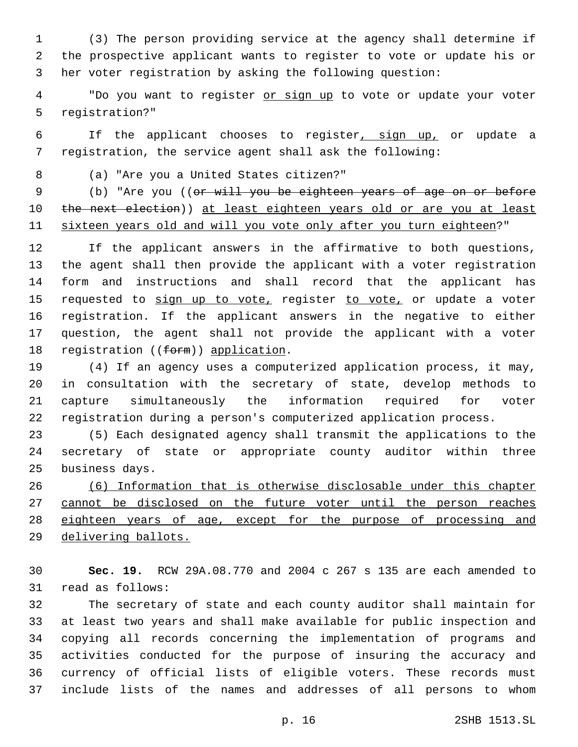(3) The person providing service at the agency shall determine if the prospective applicant wants to register to vote or update his or her voter registration by asking the following question:

"Do you want to register <u>or sign up</u> to vote or update your voter registration?"

If the applicant chooses to register<u>, sign up,</u> or update a registration, the service agent shall ask the following:

(a) "Are you a United States citizen?"

(b) "Are you ((~~or will you be eighteen years of age on or before the next election~~)) <u>at least eighteen years old or are you at least sixteen years old and will you vote only after you turn eighteen</u>?"

If the applicant answers in the affirmative to both questions, the agent shall then provide the applicant with a voter registration form and instructions and shall record that the applicant has requested to <u>sign up to vote,</u> register <u>to vote,</u> or update a voter registration. If the applicant answers in the negative to either question, the agent shall not provide the applicant with a voter registration ((~~form~~)) <u>application</u>.

(4) If an agency uses a computerized application process, it may, in consultation with the secretary of state, develop methods to capture simultaneously the information required for voter registration during a person's computerized application process.

(5) Each designated agency shall transmit the applications to the secretary of state or appropriate county auditor within three business days.

<u>(6) Information that is otherwise disclosable under this chapter cannot be disclosed on the future voter until the person reaches eighteen years of age, except for the purpose of processing and delivering ballots.</u>

**Sec. 19.** RCW 29A.08.770 and 2004 c 267 s 135 are each amended to read as follows:

The secretary of state and each county auditor shall maintain for at least two years and shall make available for public inspection and copying all records concerning the implementation of programs and activities conducted for the purpose of insuring the accuracy and currency of official lists of eligible voters. These records must include lists of the names and addresses of all persons to whom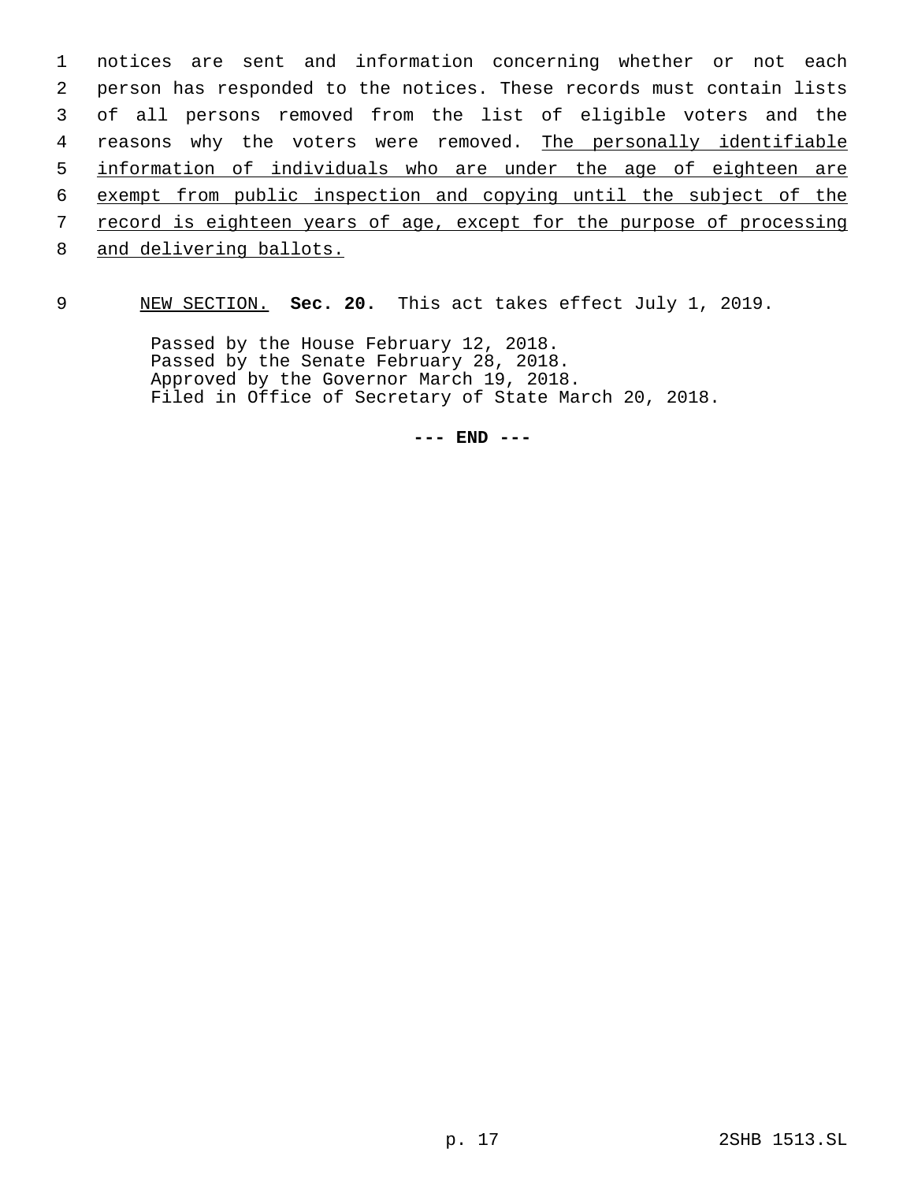notices are sent and information concerning whether or not each person has responded to the notices. These records must contain lists of all persons removed from the list of eligible voters and the reasons why the voters were removed. <u>The personally identifiable information of individuals who are under the age of eighteen are exempt from public inspection and copying until the subject of the record is eighteen years of age, except for the purpose of processing and delivering ballots.</u>

<u>NEW SECTION.</u> **Sec. 20.** This act takes effect July 1, 2019.

Passed by the House February 12, 2018.
Passed by the Senate February 28, 2018.
Approved by the Governor March 19, 2018.
Filed in Office of Secretary of State March 20, 2018.

**--- END ---**